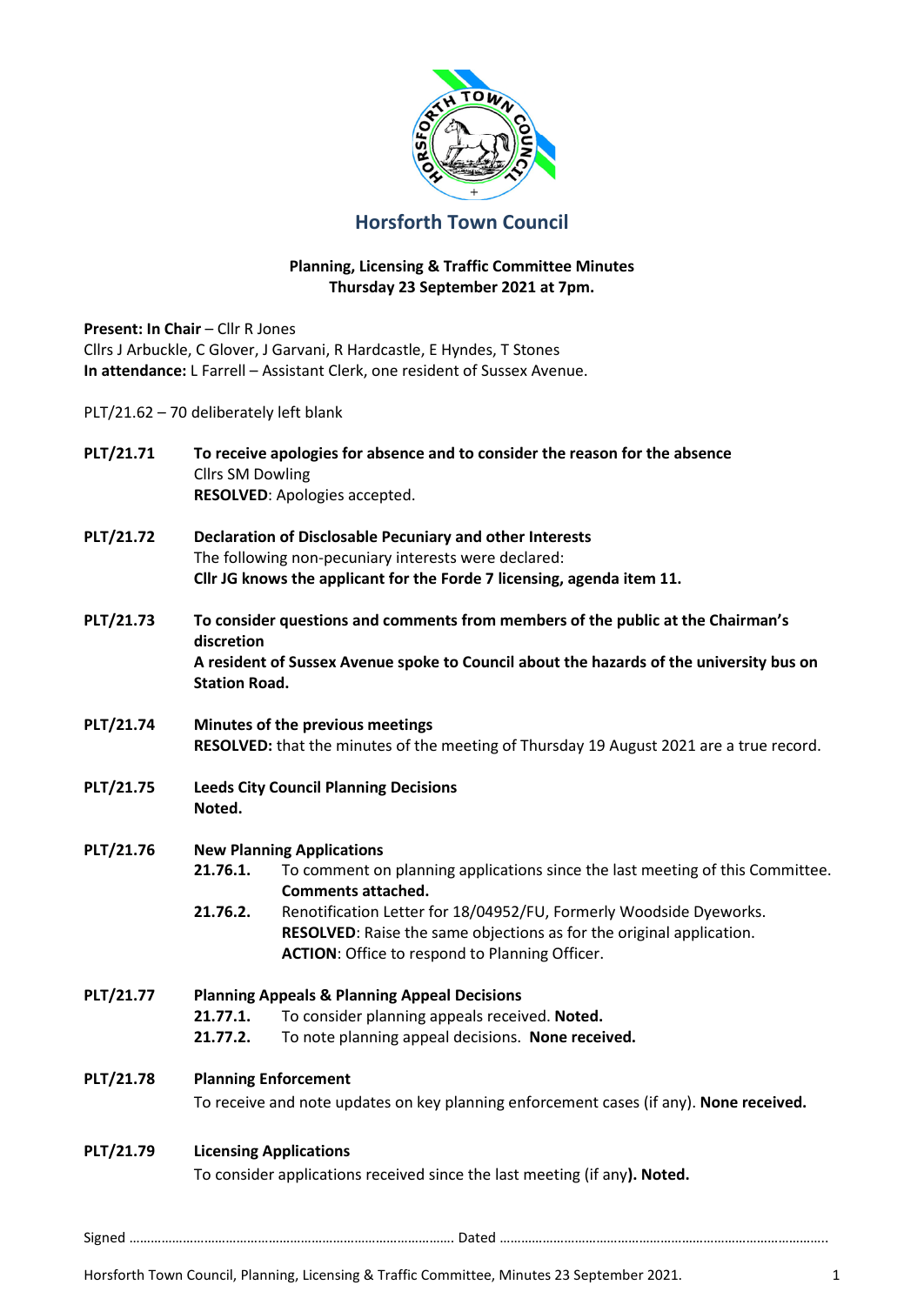# Horsforth Town Council

**Planning, Licensing & Traffic Committee Minutes**
**Thursday 23 September 2021 at 7pm.**

**Present: In Chair** – Cllr R Jones
Cllrs J Arbuckle, C Glover, J Garvani, R Hardcastle, E Hyndes, T Stones
**In attendance:** L Farrell – Assistant Clerk, one resident of Sussex Avenue.

PLT/21.62 – 70 deliberately left blank

**PLT/21.71** **To receive apologies for absence and to consider the reason for the absence**
Cllrs SM Dowling
**RESOLVED**: Apologies accepted.

**PLT/21.72** **Declaration of Disclosable Pecuniary and other Interests**
The following non-pecuniary interests were declared:
**Cllr JG knows the applicant for the Forde 7 licensing, agenda item 11.**

**PLT/21.73** **To consider questions and comments from members of the public at the Chairman's discretion**
**A resident of Sussex Avenue spoke to Council about the hazards of the university bus on Station Road.**

**PLT/21.74** **Minutes of the previous meetings**
**RESOLVED:** that the minutes of the meeting of Thursday 19 August 2021 are a true record.

**PLT/21.75** **Leeds City Council Planning Decisions**
**Noted.**

**PLT/21.76** **New Planning Applications**

**21.76.1.** To comment on planning applications since the last meeting of this Committee.
**Comments attached.**

**21.76.2.** Renotification Letter for 18/04952/FU, Formerly Woodside Dyeworks.
**RESOLVED**: Raise the same objections as for the original application.
**ACTION**: Office to respond to Planning Officer.

**PLT/21.77** **Planning Appeals & Planning Appeal Decisions**

**21.77.1.** To consider planning appeals received. **Noted.**

**21.77.2.** To note planning appeal decisions. **None received.**

**PLT/21.78** **Planning Enforcement**
To receive and note updates on key planning enforcement cases (if any). **None received.**

**PLT/21.79** **Licensing Applications**
To consider applications received since the last meeting (if any**). Noted.**

Signed ………………………………………………………………………………. Dated ……………………………………………………………………………….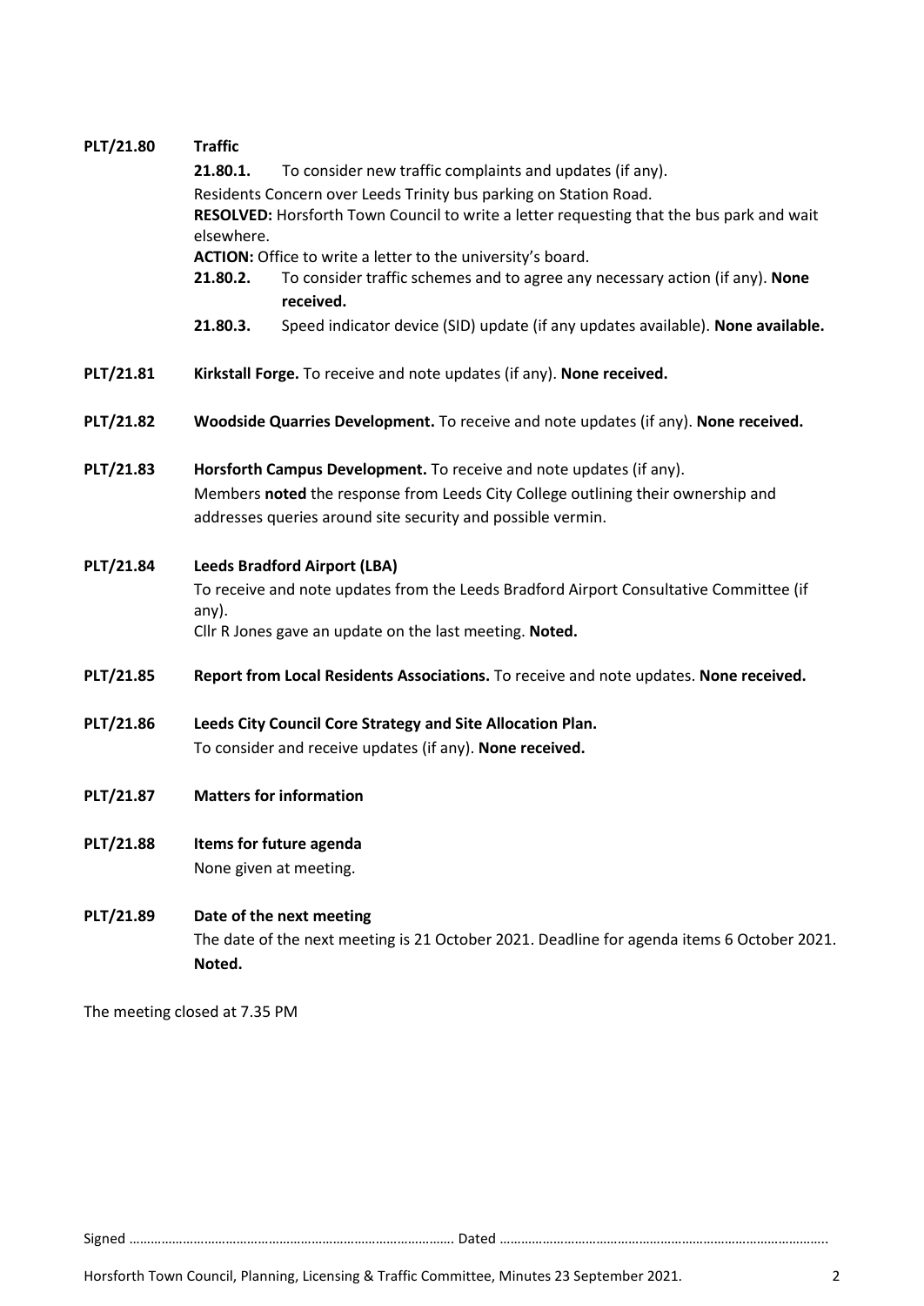**PLT/21.80 Traffic**

**21.80.1.** To consider new traffic complaints and updates (if any).

Residents Concern over Leeds Trinity bus parking on Station Road.

**RESOLVED:** Horsforth Town Council to write a letter requesting that the bus park and wait elsewhere.

**ACTION:** Office to write a letter to the university's board.

**21.80.2.** To consider traffic schemes and to agree any necessary action (if any). **None received.**

**21.80.3.** Speed indicator device (SID) update (if any updates available). **None available.**

**PLT/21.81 Kirkstall Forge.** To receive and note updates (if any). **None received.**

**PLT/21.82 Woodside Quarries Development.** To receive and note updates (if any). **None received.**

**PLT/21.83 Horsforth Campus Development.** To receive and note updates (if any).

Members **noted** the response from Leeds City College outlining their ownership and addresses queries around site security and possible vermin.

**PLT/21.84 Leeds Bradford Airport (LBA)**

To receive and note updates from the Leeds Bradford Airport Consultative Committee (if any).

Cllr R Jones gave an update on the last meeting. **Noted.**

**PLT/21.85 Report from Local Residents Associations.** To receive and note updates. **None received.**

**PLT/21.86 Leeds City Council Core Strategy and Site Allocation Plan.**

To consider and receive updates (if any). **None received.**

**PLT/21.87 Matters for information**

**PLT/21.88 Items for future agenda**

None given at meeting.

**PLT/21.89 Date of the next meeting**

The date of the next meeting is 21 October 2021. Deadline for agenda items 6 October 2021. **Noted.**

The meeting closed at 7.35 PM

Signed ……………………………………………………………………………. Dated ……………………………………………………………………………..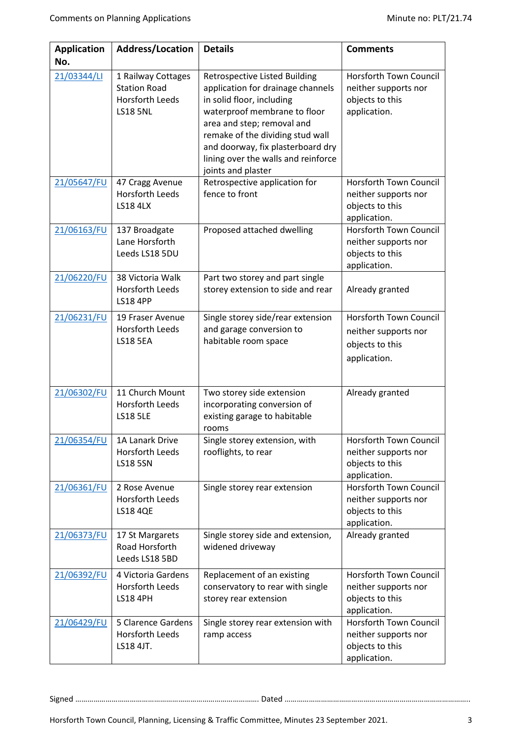| Application No. | Address/Location | Details | Comments |
|---|---|---|---|
| 21/03344/LI | 1 Railway Cottages Station Road Horsforth Leeds LS18 5NL | Retrospective Listed Building application for drainage channels in solid floor, including waterproof membrane to floor area and step; removal and remake of the dividing stud wall and doorway, fix plasterboard dry lining over the walls and reinforce joints and plaster | Horsforth Town Council neither supports nor objects to this application. |
| 21/05647/FU | 47 Cragg Avenue Horsforth Leeds LS18 4LX | Retrospective application for fence to front | Horsforth Town Council neither supports nor objects to this application. |
| 21/06163/FU | 137 Broadgate Lane Horsforth Leeds LS18 5DU | Proposed attached dwelling | Horsforth Town Council neither supports nor objects to this application. |
| 21/06220/FU | 38 Victoria Walk Horsforth Leeds LS18 4PP | Part two storey and part single storey extension to side and rear | Already granted |
| 21/06231/FU | 19 Fraser Avenue Horsforth Leeds LS18 5EA | Single storey side/rear extension and garage conversion to habitable room space | Horsforth Town Council neither supports nor objects to this application. |
| 21/06302/FU | 11 Church Mount Horsforth Leeds LS18 5LE | Two storey side extension incorporating conversion of existing garage to habitable rooms | Already granted |
| 21/06354/FU | 1A Lanark Drive Horsforth Leeds LS18 5SN | Single storey extension, with rooflights, to rear | Horsforth Town Council neither supports nor objects to this application. |
| 21/06361/FU | 2 Rose Avenue Horsforth Leeds LS18 4QE | Single storey rear extension | Horsforth Town Council neither supports nor objects to this application. |
| 21/06373/FU | 17 St Margarets Road Horsforth Leeds LS18 5BD | Single storey side and extension, widened driveway | Already granted |
| 21/06392/FU | 4 Victoria Gardens Horsforth Leeds LS18 4PH | Replacement of an existing conservatory to rear with single storey rear extension | Horsforth Town Council neither supports nor objects to this application. |
| 21/06429/FU | 5 Clarence Gardens Horsforth Leeds LS18 4JT. | Single storey rear extension with ramp access | Horsforth Town Council neither supports nor objects to this application. |

Signed ……………………………………………………………………………… Dated ………………………………………………………………………………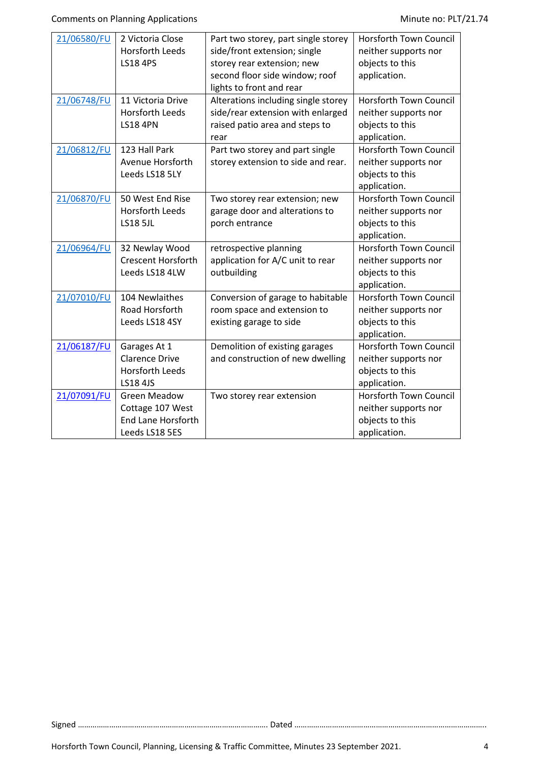| | | | |
|---|---|---|---|
| 21/06580/FU | 2 Victoria Close Horsforth Leeds LS18 4PS | Part two storey, part single storey side/front extension; single storey rear extension; new second floor side window; roof lights to front and rear | Horsforth Town Council neither supports nor objects to this application. |
| 21/06748/FU | 11 Victoria Drive Horsforth Leeds LS18 4PN | Alterations including single storey side/rear extension with enlarged raised patio area and steps to rear | Horsforth Town Council neither supports nor objects to this application. |
| 21/06812/FU | 123 Hall Park Avenue Horsforth Leeds LS18 5LY | Part two storey and part single storey extension to side and rear. | Horsforth Town Council neither supports nor objects to this application. |
| 21/06870/FU | 50 West End Rise Horsforth Leeds LS18 5JL | Two storey rear extension; new garage door and alterations to porch entrance | Horsforth Town Council neither supports nor objects to this application. |
| 21/06964/FU | 32 Newlay Wood Crescent Horsforth Leeds LS18 4LW | retrospective planning application for A/C unit to rear outbuilding | Horsforth Town Council neither supports nor objects to this application. |
| 21/07010/FU | 104 Newlaithes Road Horsforth Leeds LS18 4SY | Conversion of garage to habitable room space and extension to existing garage to side | Horsforth Town Council neither supports nor objects to this application. |
| 21/06187/FU | Garages At 1 Clarence Drive Horsforth Leeds LS18 4JS | Demolition of existing garages and construction of new dwelling | Horsforth Town Council neither supports nor objects to this application. |
| 21/07091/FU | Green Meadow Cottage 107 West End Lane Horsforth Leeds LS18 5ES | Two storey rear extension | Horsforth Town Council neither supports nor objects to this application. |

Signed ………………………………………………………………………………. Dated ……………………………………………………………………………….